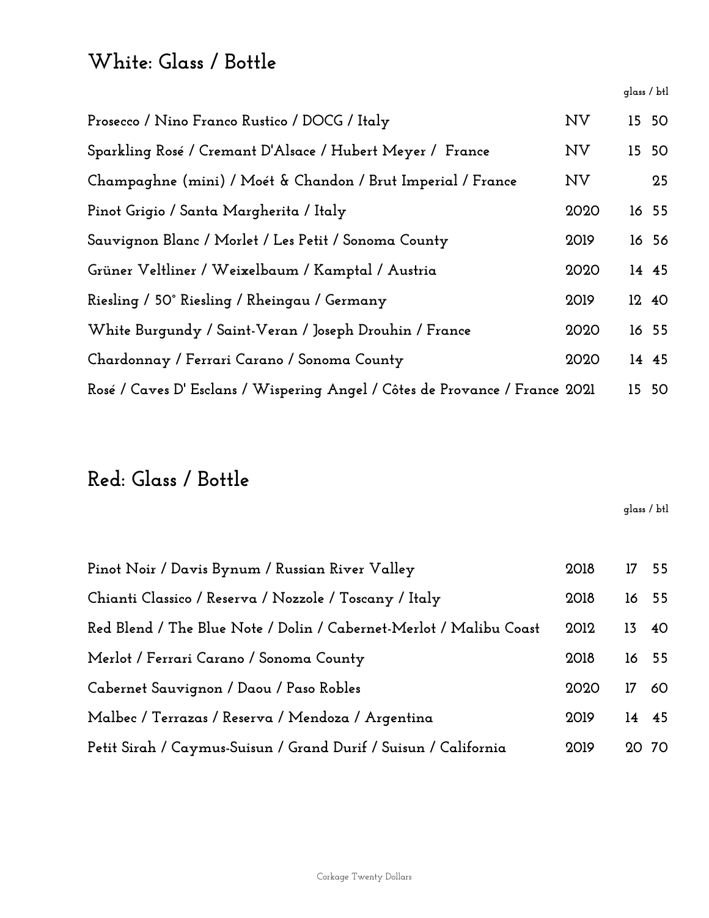## White: Glass / Bottle

| | | glass / btl | |
|---|---|---|---|
| Prosecco / Nino Franco Rustico / DOCG / Italy | NV | 15 | 50 |
| Sparkling Rosé / Cremant D'Alsace / Hubert Meyer / France | NV | 15 | 50 |
| Champaghne (mini) / Moét & Chandon / Brut Imperial / France | NV | | 25 |
| Pinot Grigio / Santa Margherita / Italy | 2020 | 16 | 55 |
| Sauvignon Blanc / Morlet / Les Petit / Sonoma County | 2019 | 16 | 56 |
| Grüner Veltliner / Weixelbaum / Kamptal / Austria | 2020 | 14 | 45 |
| Riesling / 50° Riesling / Rheingau / Germany | 2019 | 12 | 40 |
| White Burgundy / Saint-Veran / Joseph Drouhin / France | 2020 | 16 | 55 |
| Chardonnay / Ferrari Carano / Sonoma County | 2020 | 14 | 45 |
| Rosé / Caves D' Esclans / Wispering Angel / Côtes de Provance / France | 2021 | 15 | 50 |

## Red: Glass / Bottle

| | | glass / btl | |
|---|---|---|---|
| Pinot Noir / Davis Bynum / Russian River Valley | 2018 | 17 | 55 |
| Chianti Classico / Reserva / Nozzole / Toscany / Italy | 2018 | 16 | 55 |
| Red Blend / The Blue Note / Dolin / Cabernet-Merlot / Malibu Coast | 2012 | 13 | 40 |
| Merlot / Ferrari Carano / Sonoma County | 2018 | 16 | 55 |
| Cabernet Sauvignon / Daou / Paso Robles | 2020 | 17 | 60 |
| Malbec / Terrazas / Reserva / Mendoza / Argentina | 2019 | 14 | 45 |
| Petit Sirah / Caymus-Suisun / Grand Durif / Suisun / California | 2019 | 20 | 70 |

Corkage Twenty Dollars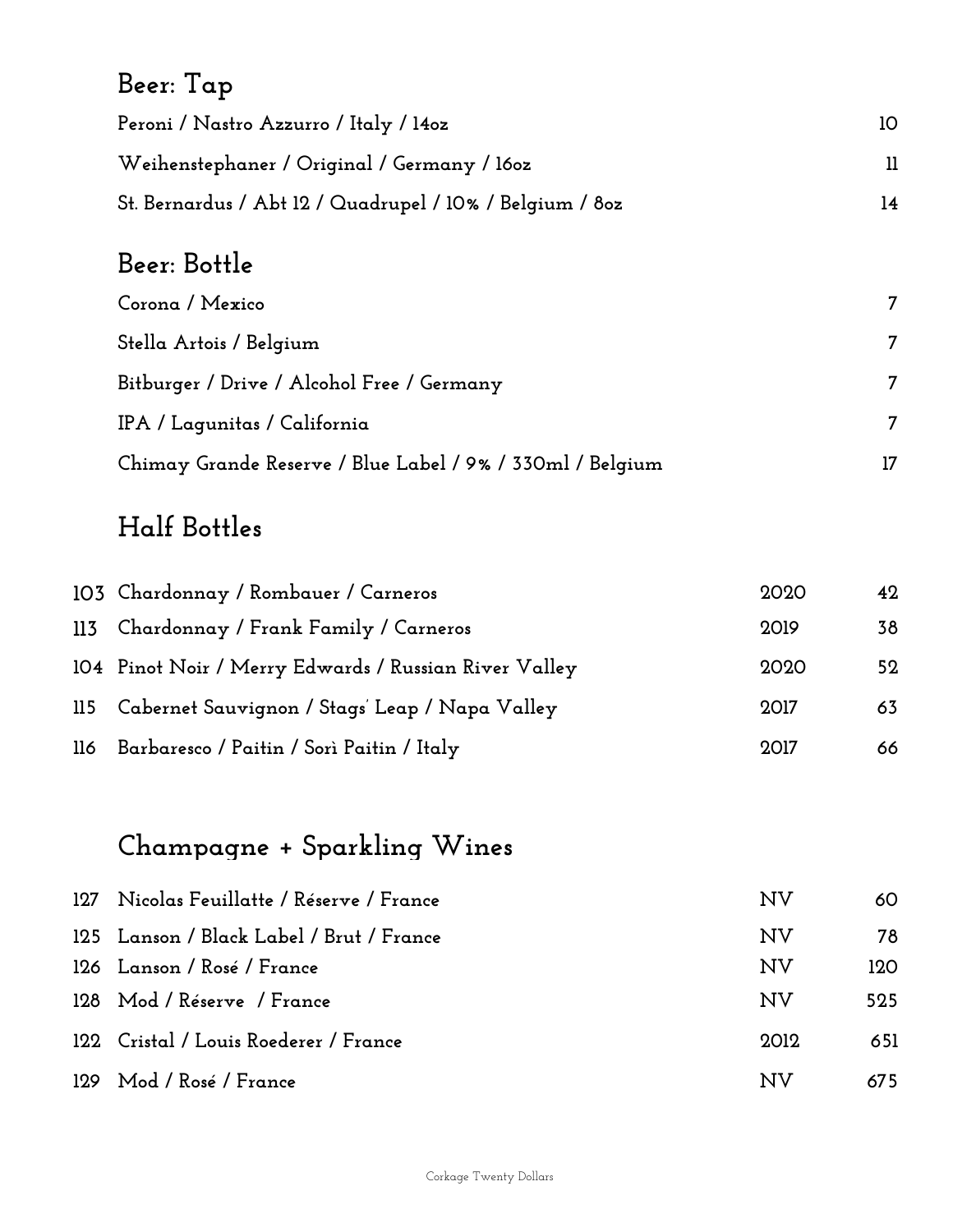## Beer: Tap

| Item | Price |
|---|---|
| Peroni / Nastro Azzurro / Italy / 14oz | 10 |
| Weihenstephaner / Original / Germany / 16oz | 11 |
| St. Bernardus / Abt 12 / Quadrupel / 10% / Belgium / 8oz | 14 |

## Beer: Bottle

| Item | Price |
|---|---|
| Corona / Mexico | 7 |
| Stella Artois / Belgium | 7 |
| Bitburger / Drive / Alcohol Free / Germany | 7 |
| IPA / Lagunitas / California | 7 |
| Chimay Grande Reserve / Blue Label / 9% / 330ml / Belgium | 17 |

## Half Bottles

| No. | Wine | Vintage | Price |
|---|---|---|---|
| 103 | Chardonnay / Rombauer / Carneros | 2020 | 42 |
| 113 | Chardonnay / Frank Family / Carneros | 2019 | 38 |
| 104 | Pinot Noir / Merry Edwards / Russian River Valley | 2020 | 52 |
| 115 | Cabernet Sauvignon / Stags' Leap / Napa Valley | 2017 | 63 |
| 116 | Barbaresco / Paitin / Sorì Paitin / Italy | 2017 | 66 |

## Champagne + Sparkling Wines

| No. | Wine | Vintage | Price |
|---|---|---|---|
| 127 | Nicolas Feuillatte / Réserve / France | NV | 60 |
| 125 | Lanson / Black Label / Brut / France | NV | 78 |
| 126 | Lanson / Rosé / France | NV | 120 |
| 128 | Mod / Réserve / France | NV | 525 |
| 122 | Cristal / Louis Roederer / France | 2012 | 651 |
| 129 | Mod / Rosé / France | NV | 675 |

Corkage Twenty Dollars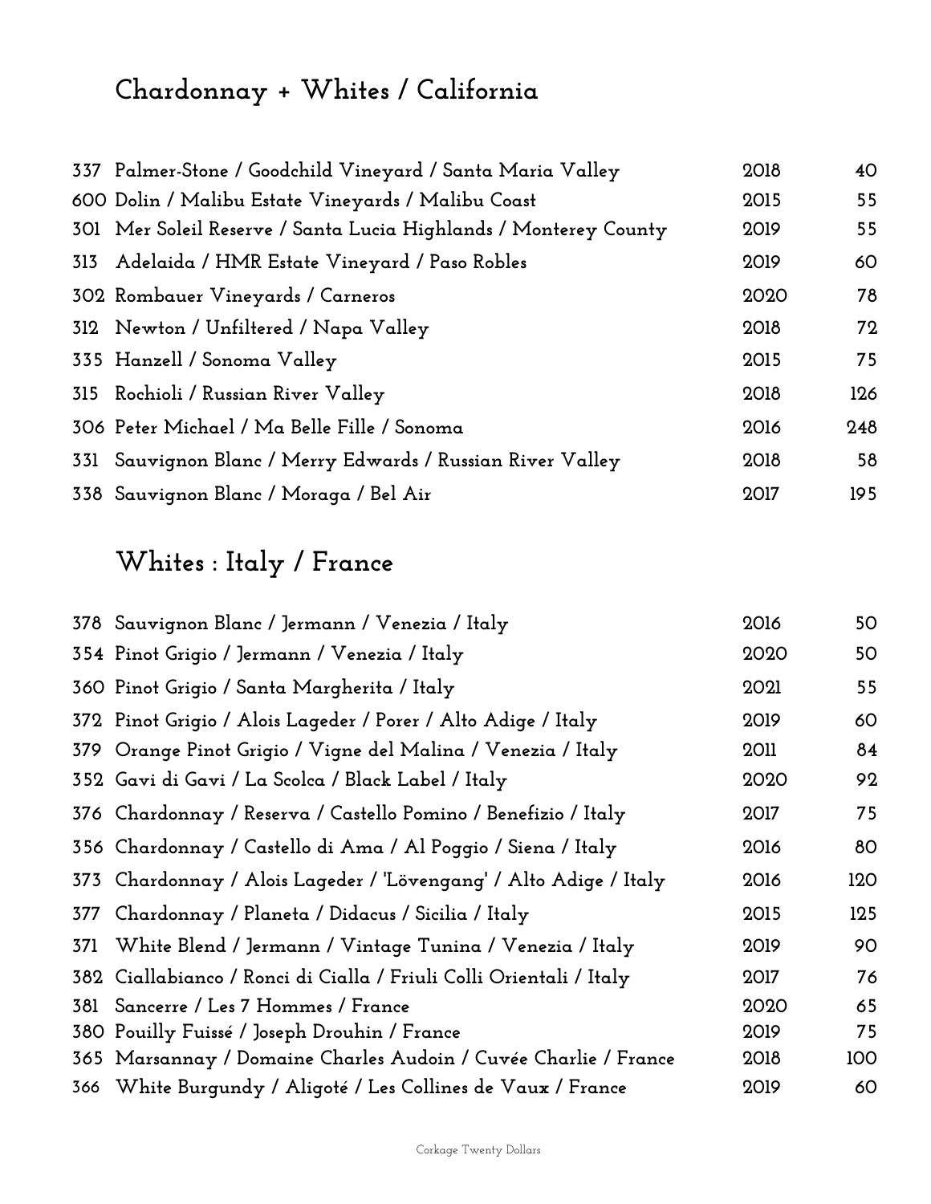## Chardonnay + Whites / California

| | | | |
|---|---|---|---|
| 337 | Palmer-Stone / Goodchild Vineyard / Santa Maria Valley | 2018 | 40 |
| 600 | Dolin / Malibu Estate Vineyards / Malibu Coast | 2015 | 55 |
| 301 | Mer Soleil Reserve / Santa Lucia Highlands / Monterey County | 2019 | 55 |
| 313 | Adelaida / HMR Estate Vineyard / Paso Robles | 2019 | 60 |
| 302 | Rombauer Vineyards / Carneros | 2020 | 78 |
| 312 | Newton / Unfiltered / Napa Valley | 2018 | 72 |
| 335 | Hanzell / Sonoma Valley | 2015 | 75 |
| 315 | Rochioli / Russian River Valley | 2018 | 126 |
| 306 | Peter Michael / Ma Belle Fille / Sonoma | 2016 | 248 |
| 331 | Sauvignon Blanc / Merry Edwards / Russian River Valley | 2018 | 58 |
| 338 | Sauvignon Blanc / Moraga / Bel Air | 2017 | 195 |

## Whites : Italy / France

| | | | |
|---|---|---|---|
| 378 | Sauvignon Blanc / Jermann / Venezia / Italy | 2016 | 50 |
| 354 | Pinot Grigio / Jermann / Venezia / Italy | 2020 | 50 |
| 360 | Pinot Grigio / Santa Margherita / Italy | 2021 | 55 |
| 372 | Pinot Grigio / Alois Lageder / Porer / Alto Adige / Italy | 2019 | 60 |
| 379 | Orange Pinot Grigio / Vigne del Malina / Venezia / Italy | 2011 | 84 |
| 352 | Gavi di Gavi / La Scolca / Black Label / Italy | 2020 | 92 |
| 376 | Chardonnay / Reserva / Castello Pomino / Benefizio / Italy | 2017 | 75 |
| 356 | Chardonnay / Castello di Ama / Al Poggio / Siena / Italy | 2016 | 80 |
| 373 | Chardonnay / Alois Lageder / 'Lövengang' / Alto Adige / Italy | 2016 | 120 |
| 377 | Chardonnay / Planeta / Didacus / Sicilia / Italy | 2015 | 125 |
| 371 | White Blend / Jermann / Vintage Tunina / Venezia / Italy | 2019 | 90 |
| 382 | Ciallabianco / Ronci di Cialla / Friuli Colli Orientali / Italy | 2017 | 76 |
| 381 | Sancerre / Les 7 Hommes / France | 2020 | 65 |
| 380 | Pouilly Fuissé / Joseph Drouhin / France | 2019 | 75 |
| 365 | Marsannay / Domaine Charles Audoin / Cuvée Charlie / France | 2018 | 100 |
| 366 | White Burgundy / Aligoté / Les Collines de Vaux / France | 2019 | 60 |

Corkage Twenty Dollars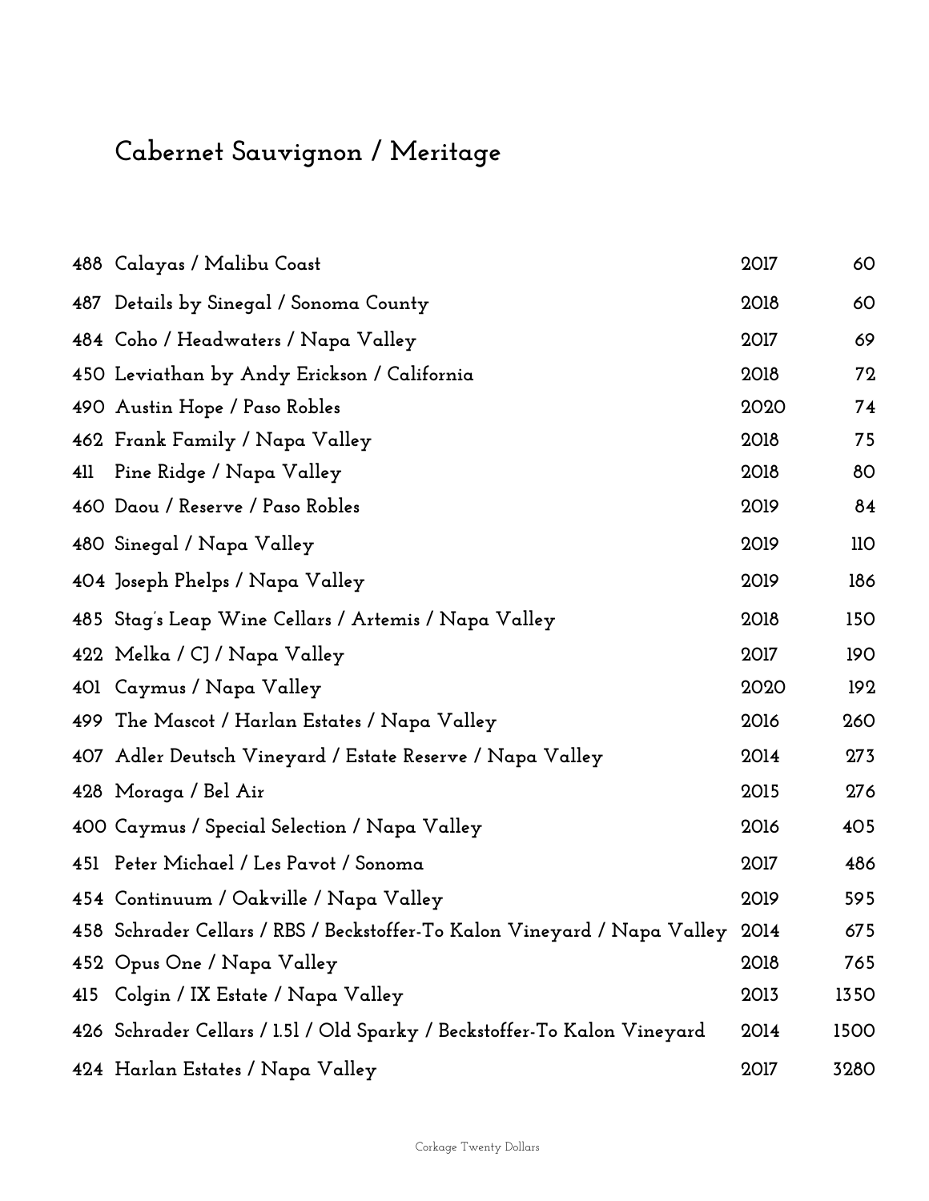# Cabernet Sauvignon / Meritage

| | | | |
|---|---|---|---|
| 488 | Calayas / Malibu Coast | 2017 | 60 |
| 487 | Details by Sinegal / Sonoma County | 2018 | 60 |
| 484 | Coho / Headwaters / Napa Valley | 2017 | 69 |
| 450 | Leviathan by Andy Erickson / California | 2018 | 72 |
| 490 | Austin Hope / Paso Robles | 2020 | 74 |
| 462 | Frank Family / Napa Valley | 2018 | 75 |
| 411 | Pine Ridge / Napa Valley | 2018 | 80 |
| 460 | Daou / Reserve / Paso Robles | 2019 | 84 |
| 480 | Sinegal / Napa Valley | 2019 | 110 |
| 404 | Joseph Phelps / Napa Valley | 2019 | 186 |
| 485 | Stag's Leap Wine Cellars / Artemis / Napa Valley | 2018 | 150 |
| 422 | Melka / CJ / Napa Valley | 2017 | 190 |
| 401 | Caymus / Napa Valley | 2020 | 192 |
| 499 | The Mascot / Harlan Estates / Napa Valley | 2016 | 260 |
| 407 | Adler Deutsch Vineyard / Estate Reserve / Napa Valley | 2014 | 273 |
| 428 | Moraga / Bel Air | 2015 | 276 |
| 400 | Caymus / Special Selection / Napa Valley | 2016 | 405 |
| 451 | Peter Michael / Les Pavot / Sonoma | 2017 | 486 |
| 454 | Continuum / Oakville / Napa Valley | 2019 | 595 |
| 458 | Schrader Cellars / RBS / Beckstoffer-To Kalon Vineyard / Napa Valley | 2014 | 675 |
| 452 | Opus One / Napa Valley | 2018 | 765 |
| 415 | Colgin / IX Estate / Napa Valley | 2013 | 1350 |
| 426 | Schrader Cellars / 1.5l / Old Sparky / Beckstoffer-To Kalon Vineyard | 2014 | 1500 |
| 424 | Harlan Estates / Napa Valley | 2017 | 3280 |

Corkage Twenty Dollars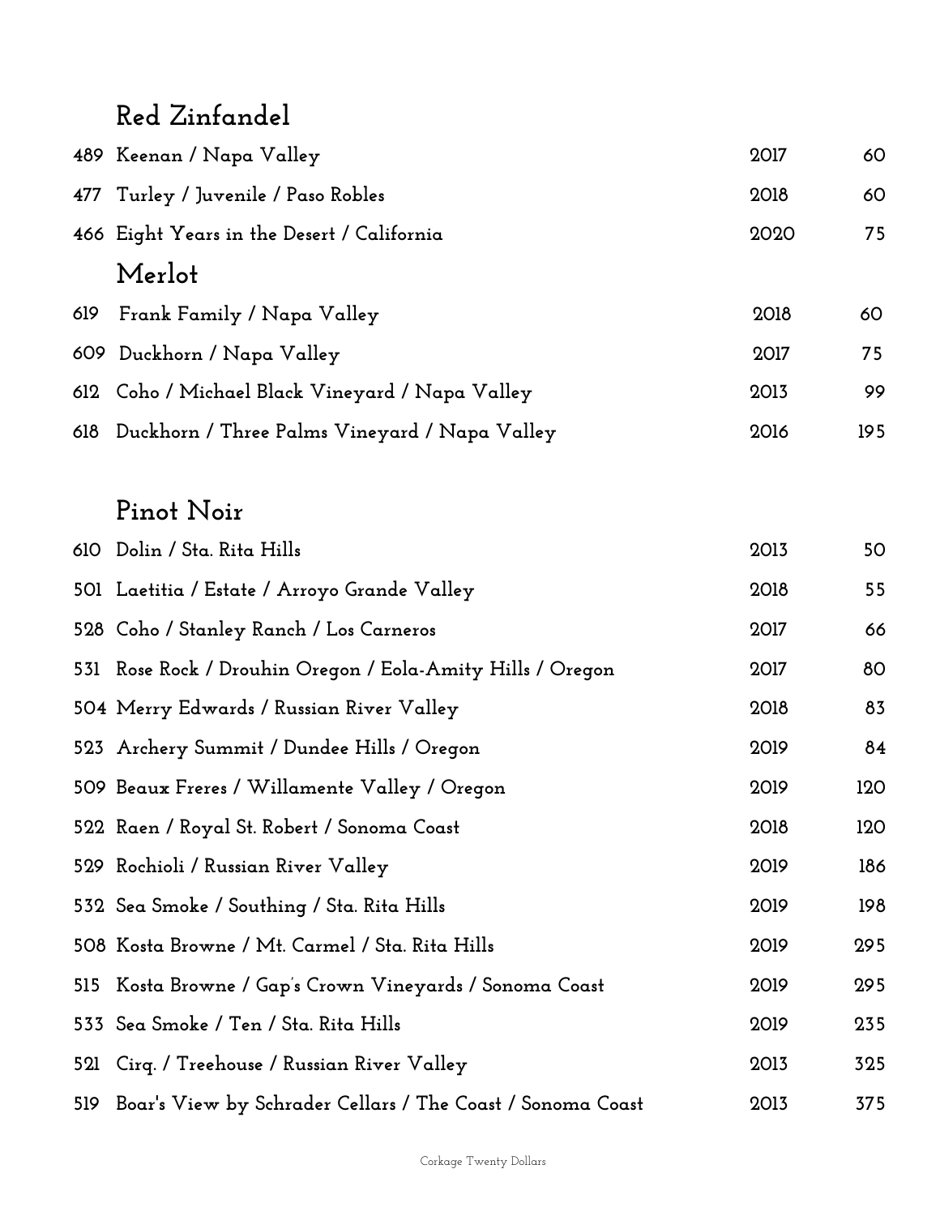## Red Zinfandel

| | | | |
|---|---|---|---|
| 489 | Keenan / Napa Valley | 2017 | 60 |
| 477 | Turley / Juvenile / Paso Robles | 2018 | 60 |
| 466 | Eight Years in the Desert / California | 2020 | 75 |

## Merlot

| | | | |
|---|---|---|---|
| 619 | Frank Family / Napa Valley | 2018 | 60 |
| 609 | Duckhorn / Napa Valley | 2017 | 75 |
| 612 | Coho / Michael Black Vineyard / Napa Valley | 2013 | 99 |
| 618 | Duckhorn / Three Palms Vineyard / Napa Valley | 2016 | 195 |

## Pinot Noir

| | | | |
|---|---|---|---|
| 610 | Dolin / Sta. Rita Hills | 2013 | 50 |
| 501 | Laetitia / Estate / Arroyo Grande Valley | 2018 | 55 |
| 528 | Coho / Stanley Ranch / Los Carneros | 2017 | 66 |
| 531 | Rose Rock / Drouhin Oregon / Eola-Amity Hills / Oregon | 2017 | 80 |
| 504 | Merry Edwards / Russian River Valley | 2018 | 83 |
| 523 | Archery Summit / Dundee Hills / Oregon | 2019 | 84 |
| 509 | Beaux Freres / Willamente Valley / Oregon | 2019 | 120 |
| 522 | Raen / Royal St. Robert / Sonoma Coast | 2018 | 120 |
| 529 | Rochioli / Russian River Valley | 2019 | 186 |
| 532 | Sea Smoke / Southing / Sta. Rita Hills | 2019 | 198 |
| 508 | Kosta Browne / Mt. Carmel / Sta. Rita Hills | 2019 | 295 |
| 515 | Kosta Browne / Gap's Crown Vineyards / Sonoma Coast | 2019 | 295 |
| 533 | Sea Smoke / Ten / Sta. Rita Hills | 2019 | 235 |
| 521 | Cirq. / Treehouse / Russian River Valley | 2013 | 325 |
| 519 | Boar's View by Schrader Cellars / The Coast / Sonoma Coast | 2013 | 375 |

Corkage Twenty Dollars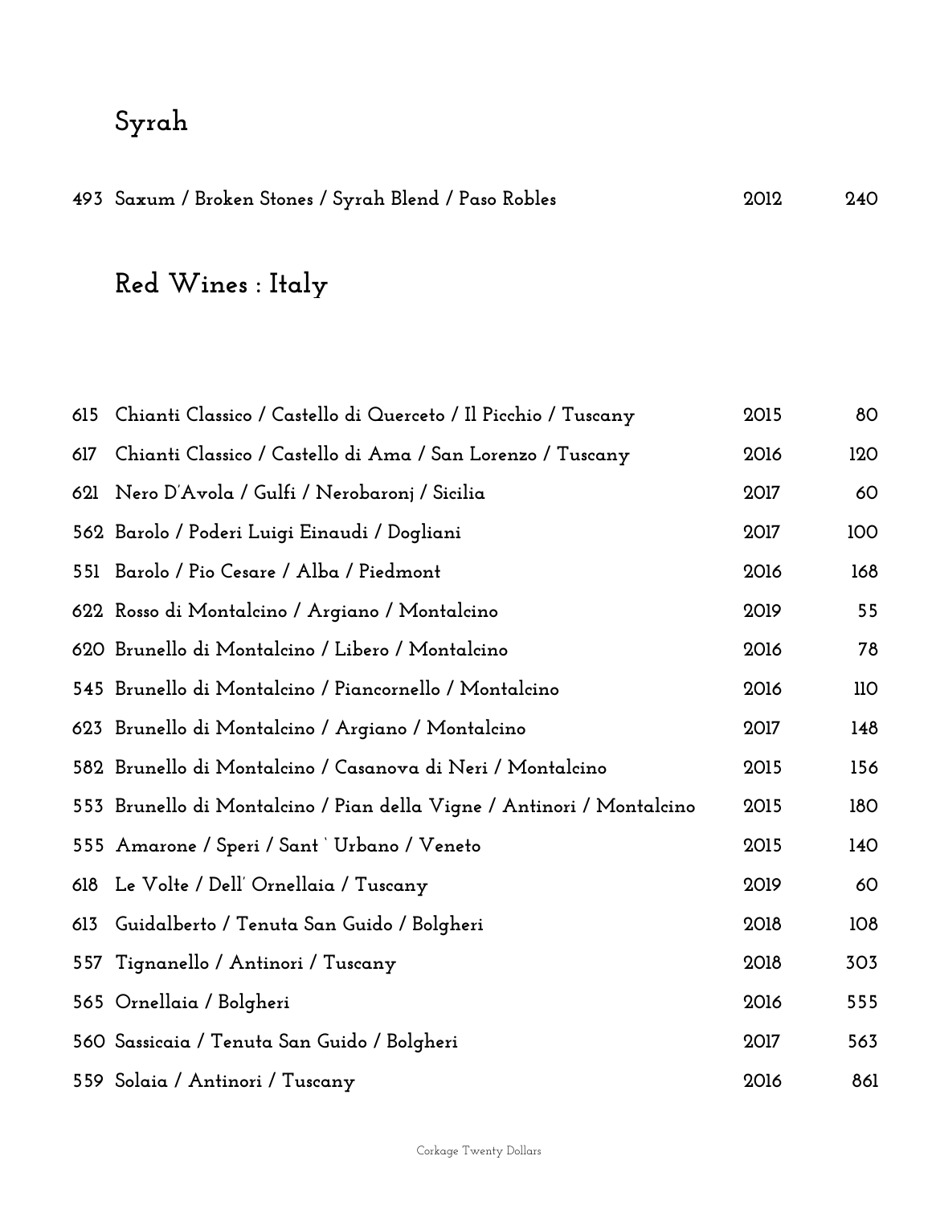## Syrah

| | | | |
|---|---|---|---|
| 493 | Saxum / Broken Stones / Syrah Blend / Paso Robles | 2012 | 240 |

## Red Wines : Italy

| | | | |
|---|---|---|---|
| 615 | Chianti Classico / Castello di Querceto / Il Picchio / Tuscany | 2015 | 80 |
| 617 | Chianti Classico / Castello di Ama / San Lorenzo / Tuscany | 2016 | 120 |
| 621 | Nero D'Avola / Gulfi / Nerobaronj / Sicilia | 2017 | 60 |
| 562 | Barolo / Poderi Luigi Einaudi / Dogliani | 2017 | 100 |
| 551 | Barolo / Pio Cesare / Alba / Piedmont | 2016 | 168 |
| 622 | Rosso di Montalcino / Argiano / Montalcino | 2019 | 55 |
| 620 | Brunello di Montalcino / Libero / Montalcino | 2016 | 78 |
| 545 | Brunello di Montalcino / Piancornello / Montalcino | 2016 | 110 |
| 623 | Brunello di Montalcino / Argiano / Montalcino | 2017 | 148 |
| 582 | Brunello di Montalcino / Casanova di Neri / Montalcino | 2015 | 156 |
| 553 | Brunello di Montalcino / Pian della Vigne / Antinori / Montalcino | 2015 | 180 |
| 555 | Amarone / Speri / Sant ' Urbano / Veneto | 2015 | 140 |
| 618 | Le Volte / Dell' Ornellaia / Tuscany | 2019 | 60 |
| 613 | Guidalberto / Tenuta San Guido / Bolgheri | 2018 | 108 |
| 557 | Tignanello / Antinori / Tuscany | 2018 | 303 |
| 565 | Ornellaia / Bolgheri | 2016 | 555 |
| 560 | Sassicaia / Tenuta San Guido / Bolgheri | 2017 | 563 |
| 559 | Solaia / Antinori / Tuscany | 2016 | 861 |

Corkage Twenty Dollars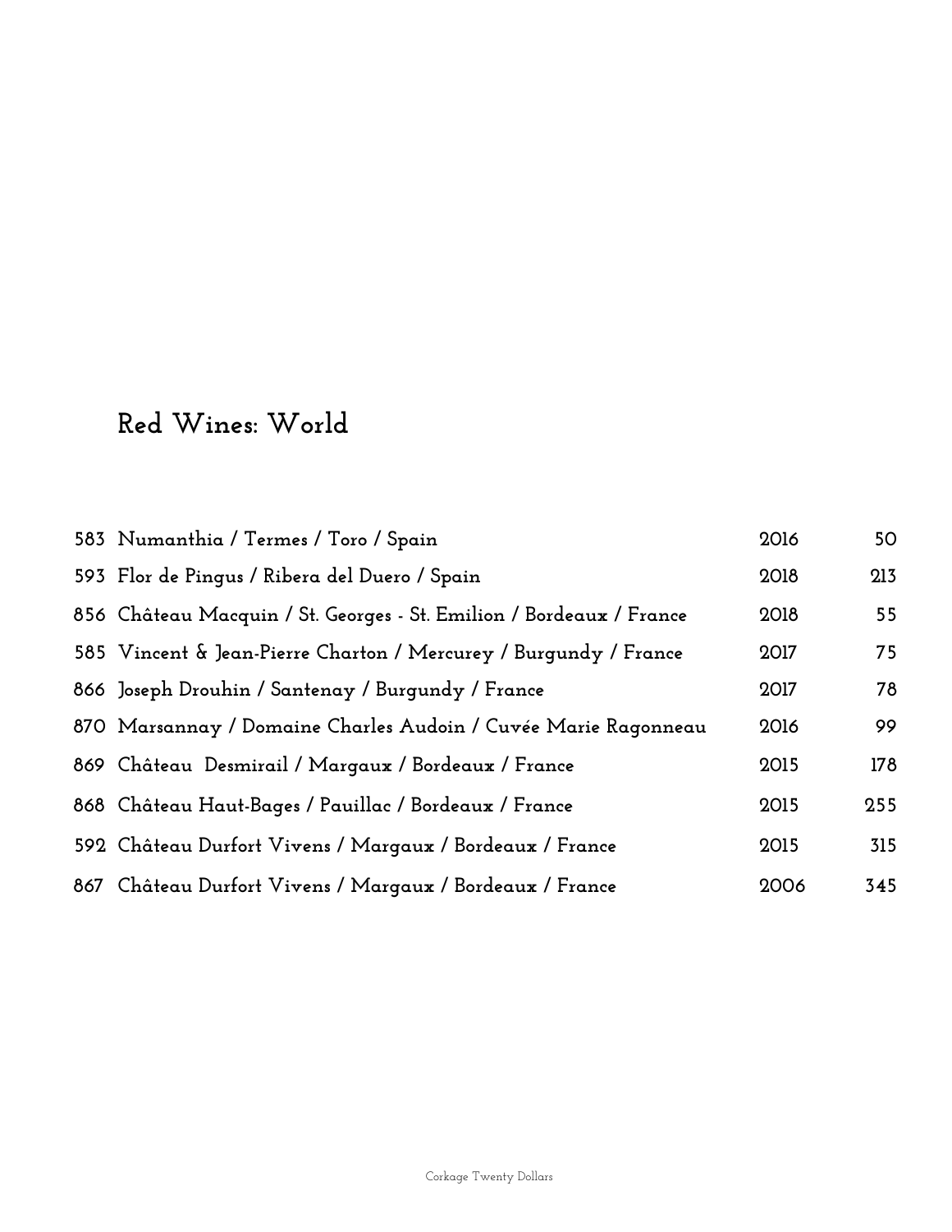## Red Wines: World

| | | | |
|---|---|---|---|
| 583 | Numanthia / Termes / Toro / Spain | 2016 | 50 |
| 593 | Flor de Pingus / Ribera del Duero / Spain | 2018 | 213 |
| 856 | Château Macquin / St. Georges - St. Emilion / Bordeaux / France | 2018 | 55 |
| 585 | Vincent & Jean-Pierre Charton / Mercurey / Burgundy / France | 2017 | 75 |
| 866 | Joseph Drouhin / Santenay / Burgundy / France | 2017 | 78 |
| 870 | Marsannay / Domaine Charles Audoin / Cuvée Marie Ragonneau | 2016 | 99 |
| 869 | Château Desmirail / Margaux / Bordeaux / France | 2015 | 178 |
| 868 | Château Haut-Bages / Pauillac / Bordeaux / France | 2015 | 255 |
| 592 | Château Durfort Vivens / Margaux / Bordeaux / France | 2015 | 315 |
| 867 | Château Durfort Vivens / Margaux / Bordeaux / France | 2006 | 345 |

Corkage Twenty Dollars